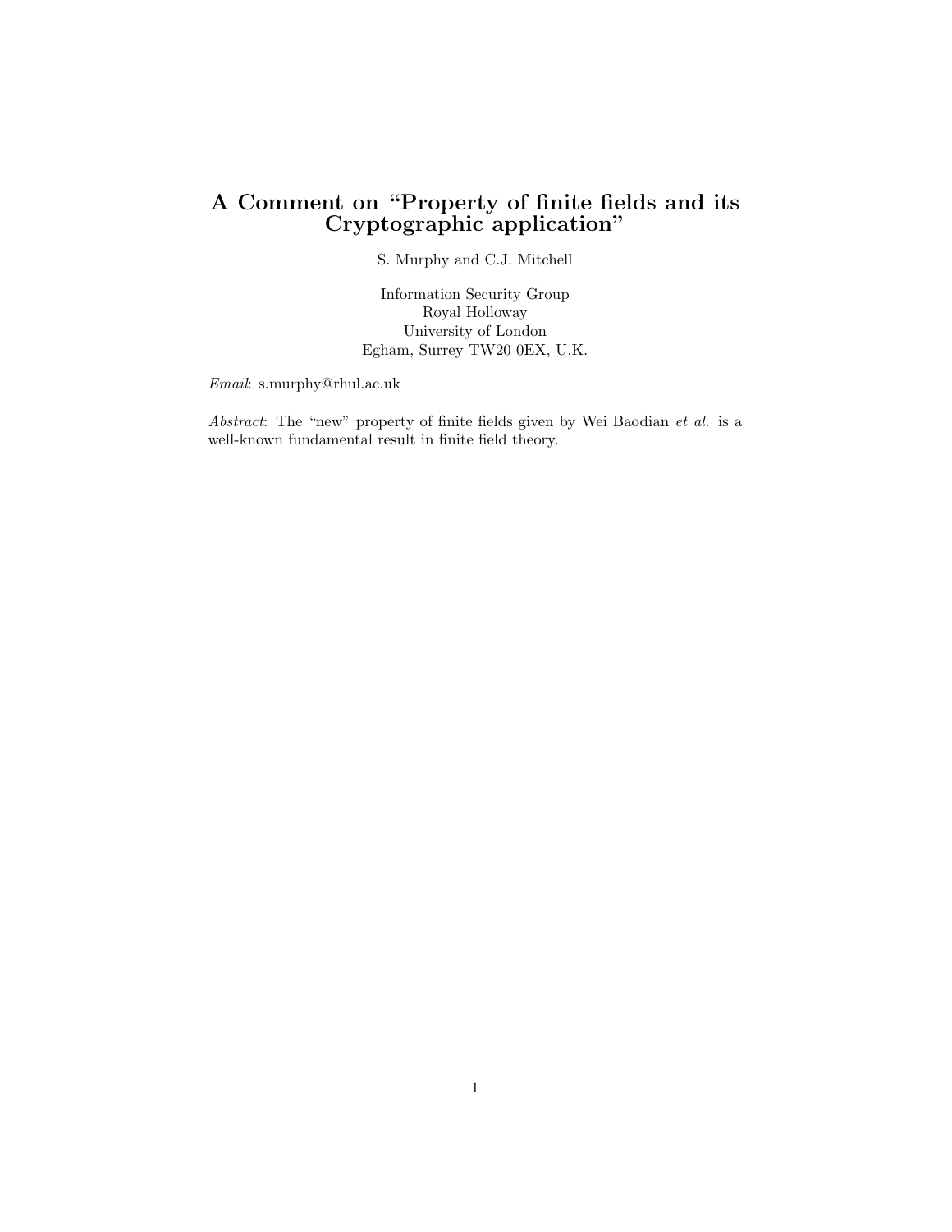# A Comment on "Property of finite fields and its Cryptographic application"

S. Murphy and C.J. Mitchell

Information Security Group
Royal Holloway
University of London
Egham, Surrey TW20 0EX, U.K.

*Email*: s.murphy@rhul.ac.uk

*Abstract*: The "new" property of finite fields given by Wei Baodian *et al.* is a well-known fundamental result in finite field theory.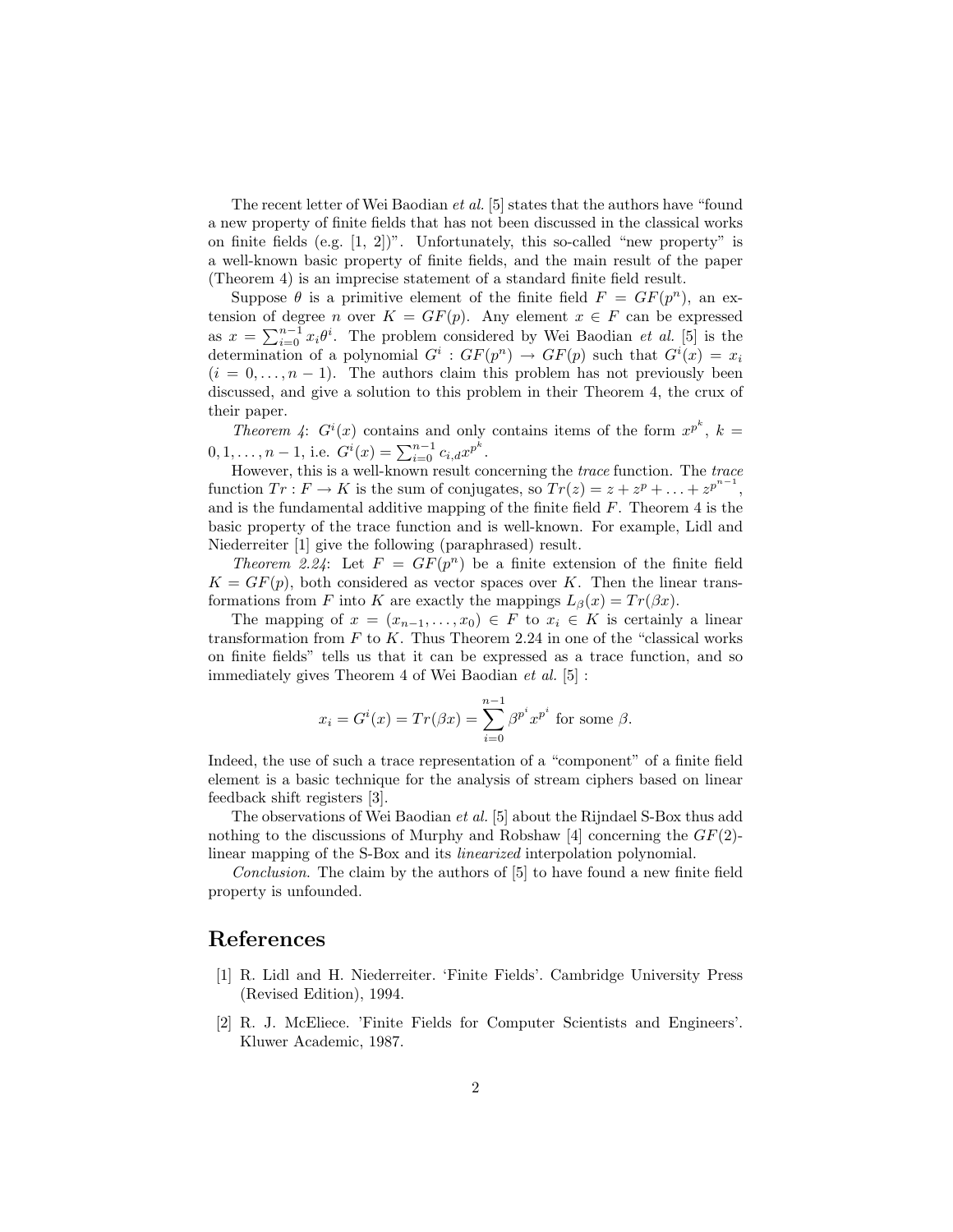The recent letter of Wei Baodian *et al.* [5] states that the authors have "found a new property of finite fields that has not been discussed in the classical works on finite fields (e.g. [1, 2])". Unfortunately, this so-called "new property" is a well-known basic property of finite fields, and the main result of the paper (Theorem 4) is an imprecise statement of a standard finite field result.

Suppose $\theta$ is a primitive element of the finite field $F = GF(p^n)$, an extension of degree $n$ over $K = GF(p)$. Any element $x \in F$ can be expressed as $x = \sum_{i=0}^{n-1} x_i \theta^i$. The problem considered by Wei Baodian *et al.* [5] is the determination of a polynomial $G^i : GF(p^n) \to GF(p)$ such that $G^i(x) = x_i$ ($i = 0, \ldots, n-1$). The authors claim this problem has not previously been discussed, and give a solution to this problem in their Theorem 4, the crux of their paper.

*Theorem 4*: $G^i(x)$ contains and only contains items of the form $x^{p^k}$, $k = 0, 1, \ldots, n-1$, i.e. $G^i(x) = \sum_{i=0}^{n-1} c_{i,d} x^{p^k}$.

However, this is a well-known result concerning the *trace* function. The *trace* function $Tr : F \to K$ is the sum of conjugates, so $Tr(z) = z + z^p + \ldots + z^{p^{n-1}}$, and is the fundamental additive mapping of the finite field $F$. Theorem 4 is the basic property of the trace function and is well-known. For example, Lidl and Niederreiter [1] give the following (paraphrased) result.

*Theorem 2.24*: Let $F = GF(p^n)$ be a finite extension of the finite field $K = GF(p)$, both considered as vector spaces over $K$. Then the linear transformations from $F$ into $K$ are exactly the mappings $L_\beta(x) = Tr(\beta x)$.

The mapping of $x = (x_{n-1}, \ldots, x_0) \in F$ to $x_i \in K$ is certainly a linear transformation from $F$ to $K$. Thus Theorem 2.24 in one of the "classical works on finite fields" tells us that it can be expressed as a trace function, and so immediately gives Theorem 4 of Wei Baodian *et al.* [5] :

$$x_i = G^i(x) = Tr(\beta x) = \sum_{i=0}^{n-1} \beta^{p^i} x^{p^i} \text{ for some } \beta.$$

Indeed, the use of such a trace representation of a "component" of a finite field element is a basic technique for the analysis of stream ciphers based on linear feedback shift registers [3].

The observations of Wei Baodian *et al.* [5] about the Rijndael S-Box thus add nothing to the discussions of Murphy and Robshaw [4] concerning the $GF(2)$-linear mapping of the S-Box and its *linearized* interpolation polynomial.

*Conclusion*. The claim by the authors of [5] to have found a new finite field property is unfounded.

## References

[1] R. Lidl and H. Niederreiter. 'Finite Fields'. Cambridge University Press (Revised Edition), 1994.

[2] R. J. McEliece. 'Finite Fields for Computer Scientists and Engineers'. Kluwer Academic, 1987.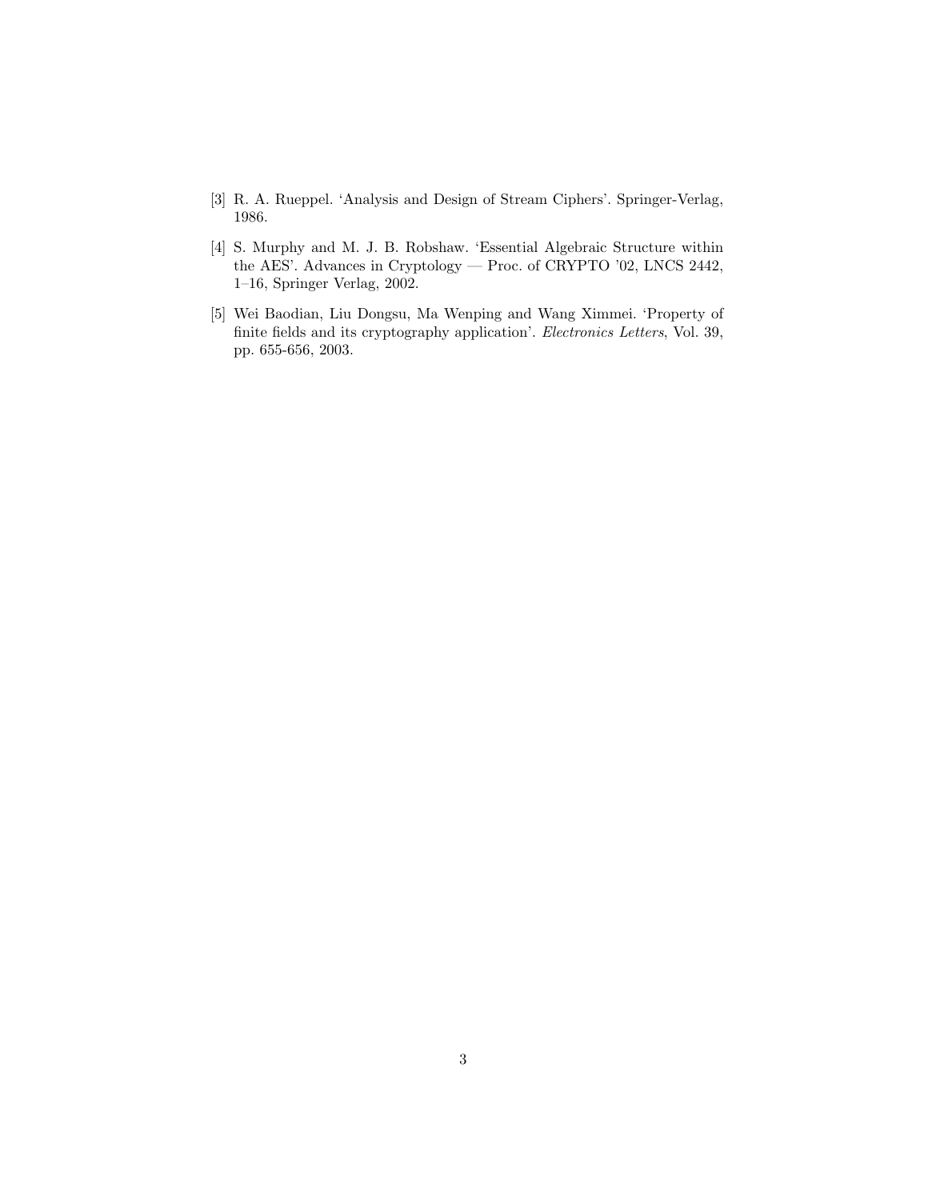[3] R. A. Rueppel. 'Analysis and Design of Stream Ciphers'. Springer-Verlag, 1986.

[4] S. Murphy and M. J. B. Robshaw. 'Essential Algebraic Structure within the AES'. Advances in Cryptology — Proc. of CRYPTO '02, LNCS 2442, 1–16, Springer Verlag, 2002.

[5] Wei Baodian, Liu Dongsu, Ma Wenping and Wang Ximmei. 'Property of finite fields and its cryptography application'. *Electronics Letters*, Vol. 39, pp. 655-656, 2003.